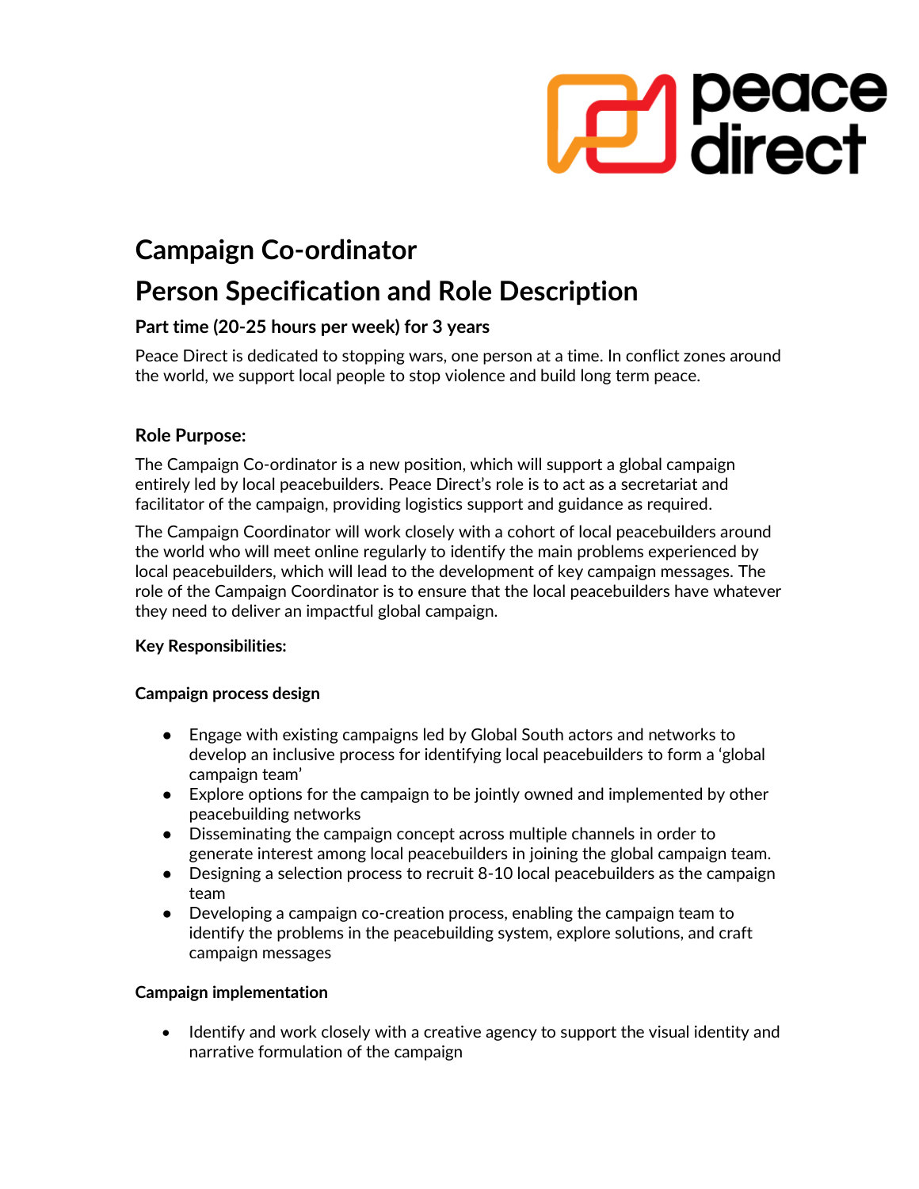# Campaign Co-ordinator

# Person Specification and Role Description

### Part time (20-25 hours per week) for 3 years

Peace Direct is dedicated to stopping wars, one person at a time. In conflict zones around the world, we support local people to stop violence and build long term peace.

### Role Purpose:

The Campaign Co-ordinator is a new position, which will support a global campaign entirely led by local peacebuilders. Peace Direct's role is to act as a secretariat and facilitator of the campaign, providing logistics support and guidance as required.

The Campaign Coordinator will work closely with a cohort of local peacebuilders around the world who will meet online regularly to identify the main problems experienced by local peacebuilders, which will lead to the development of key campaign messages. The role of the Campaign Coordinator is to ensure that the local peacebuilders have whatever they need to deliver an impactful global campaign.

**Key Responsibilities:**

**Campaign process design**

- Engage with existing campaigns led by Global South actors and networks to develop an inclusive process for identifying local peacebuilders to form a 'global campaign team'
- Explore options for the campaign to be jointly owned and implemented by other peacebuilding networks
- Disseminating the campaign concept across multiple channels in order to generate interest among local peacebuilders in joining the global campaign team.
- Designing a selection process to recruit 8-10 local peacebuilders as the campaign team
- Developing a campaign co-creation process, enabling the campaign team to identify the problems in the peacebuilding system, explore solutions, and craft campaign messages

**Campaign implementation**

- Identify and work closely with a creative agency to support the visual identity and narrative formulation of the campaign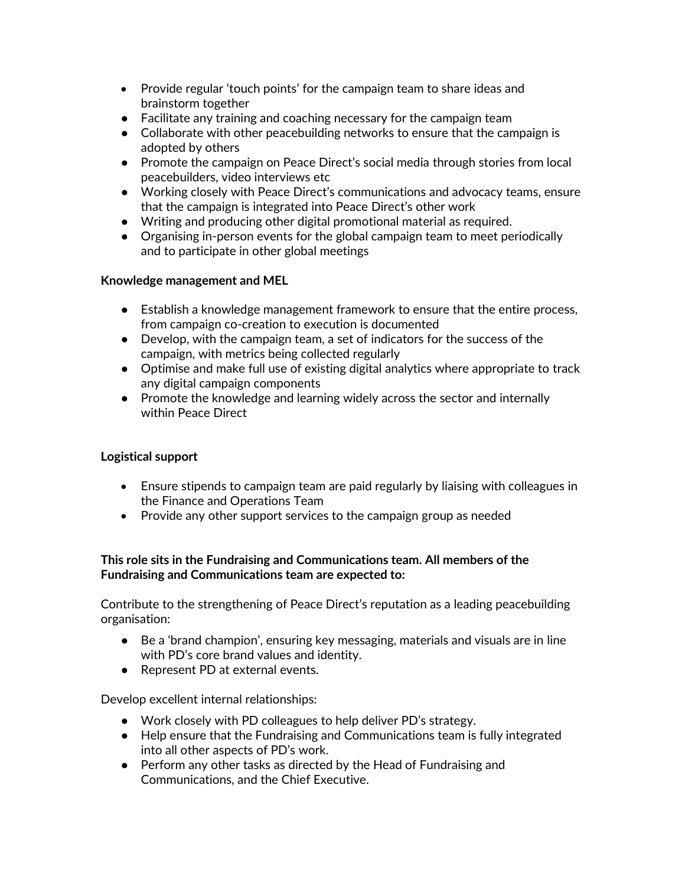- Provide regular 'touch points' for the campaign team to share ideas and brainstorm together
- Facilitate any training and coaching necessary for the campaign team
- Collaborate with other peacebuilding networks to ensure that the campaign is adopted by others
- Promote the campaign on Peace Direct's social media through stories from local peacebuilders, video interviews etc
- Working closely with Peace Direct's communications and advocacy teams, ensure that the campaign is integrated into Peace Direct's other work
- Writing and producing other digital promotional material as required.
- Organising in-person events for the global campaign team to meet periodically and to participate in other global meetings

**Knowledge management and MEL**

- Establish a knowledge management framework to ensure that the entire process, from campaign co-creation to execution is documented
- Develop, with the campaign team, a set of indicators for the success of the campaign, with metrics being collected regularly
- Optimise and make full use of existing digital analytics where appropriate to track any digital campaign components
- Promote the knowledge and learning widely across the sector and internally within Peace Direct

**Logistical support**

- Ensure stipends to campaign team are paid regularly by liaising with colleagues in the Finance and Operations Team
- Provide any other support services to the campaign group as needed

**This role sits in the Fundraising and Communications team. All members of the Fundraising and Communications team are expected to:**

Contribute to the strengthening of Peace Direct's reputation as a leading peacebuilding organisation:

- Be a 'brand champion', ensuring key messaging, materials and visuals are in line with PD's core brand values and identity.
- Represent PD at external events.

Develop excellent internal relationships:

- Work closely with PD colleagues to help deliver PD's strategy.
- Help ensure that the Fundraising and Communications team is fully integrated into all other aspects of PD's work.
- Perform any other tasks as directed by the Head of Fundraising and Communications, and the Chief Executive.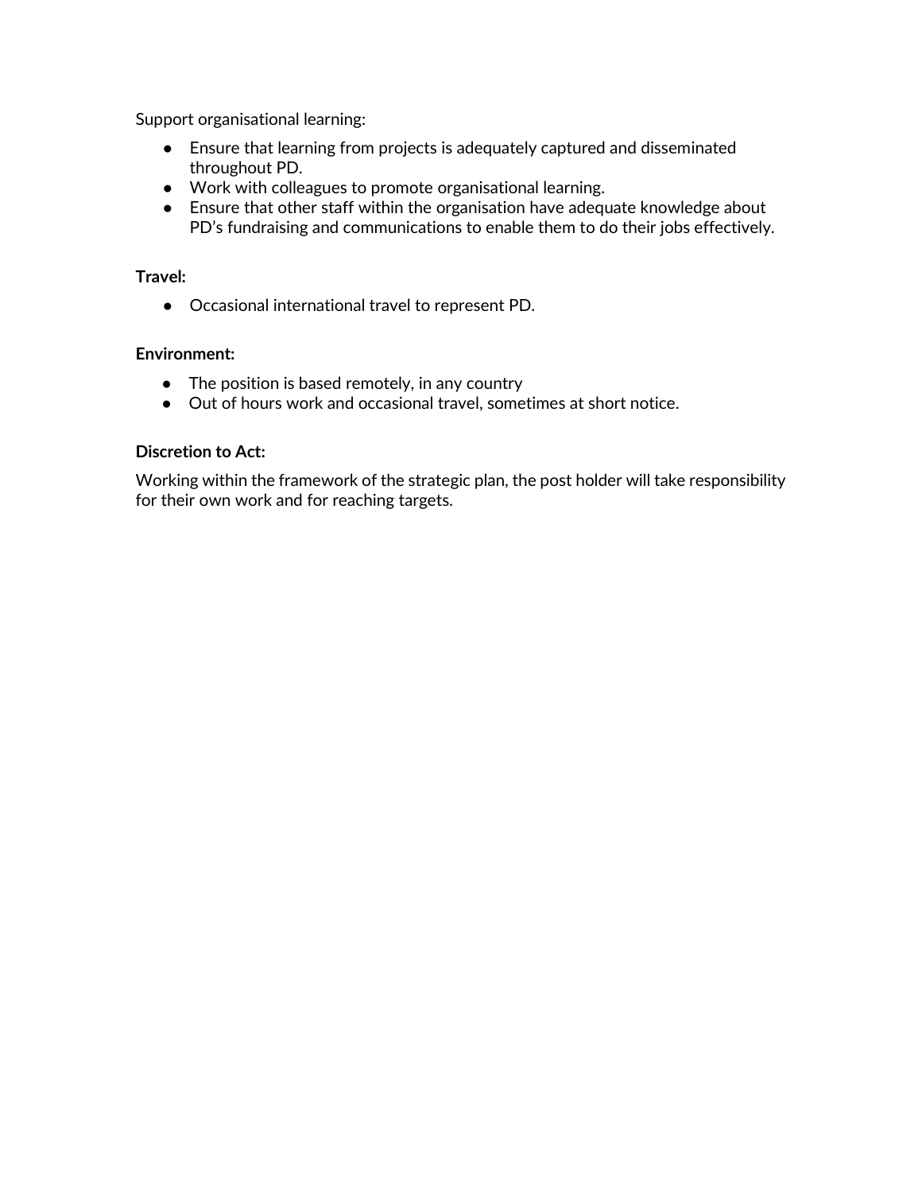Support organisational learning:

- Ensure that learning from projects is adequately captured and disseminated throughout PD.
- Work with colleagues to promote organisational learning.
- Ensure that other staff within the organisation have adequate knowledge about PD's fundraising and communications to enable them to do their jobs effectively.

**Travel:**

- Occasional international travel to represent PD.

**Environment:**

- The position is based remotely, in any country
- Out of hours work and occasional travel, sometimes at short notice.

**Discretion to Act:**

Working within the framework of the strategic plan, the post holder will take responsibility for their own work and for reaching targets.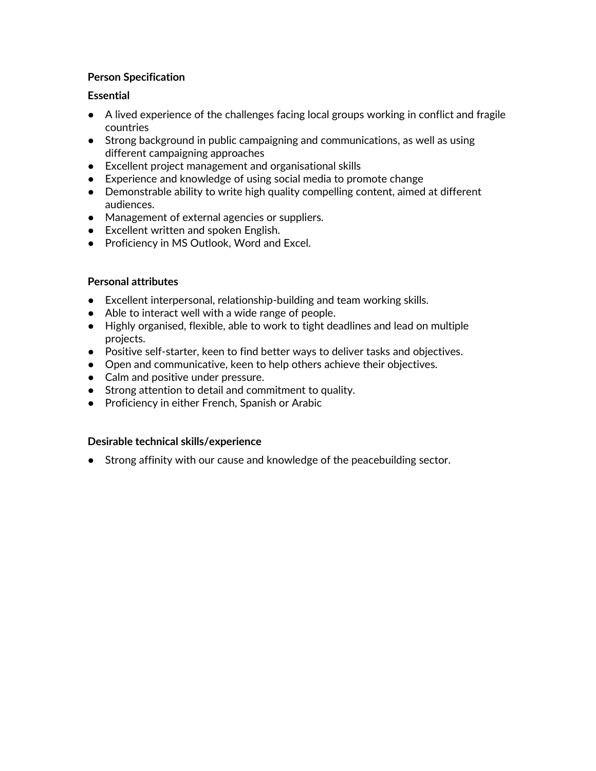**Person Specification**

**Essential**

- A lived experience of the challenges facing local groups working in conflict and fragile countries
- Strong background in public campaigning and communications, as well as using different campaigning approaches
- Excellent project management and organisational skills
- Experience and knowledge of using social media to promote change
- Demonstrable ability to write high quality compelling content, aimed at different audiences.
- Management of external agencies or suppliers.
- Excellent written and spoken English.
- Proficiency in MS Outlook, Word and Excel.

**Personal attributes**

- Excellent interpersonal, relationship-building and team working skills.
- Able to interact well with a wide range of people.
- Highly organised, flexible, able to work to tight deadlines and lead on multiple projects.
- Positive self-starter, keen to find better ways to deliver tasks and objectives.
- Open and communicative, keen to help others achieve their objectives.
- Calm and positive under pressure.
- Strong attention to detail and commitment to quality.
- Proficiency in either French, Spanish or Arabic

**Desirable technical skills/experience**

- Strong affinity with our cause and knowledge of the peacebuilding sector.